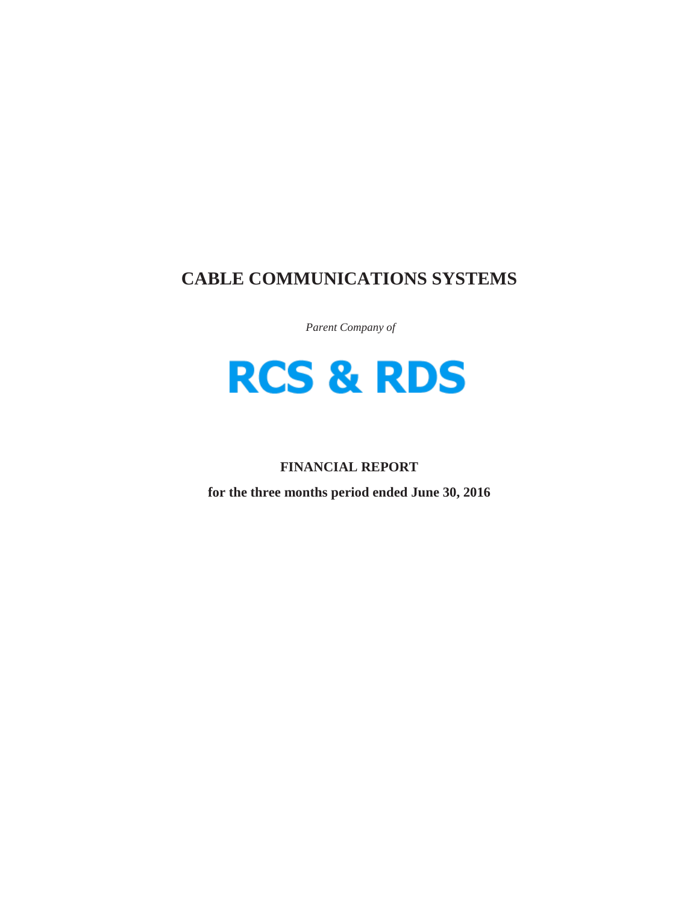# CABLE COMMUNICATIONS SYSTEMS

*Parent Company of*

# RCS & RDS

**FINANCIAL REPORT**

**for the three months period ended June 30, 2016**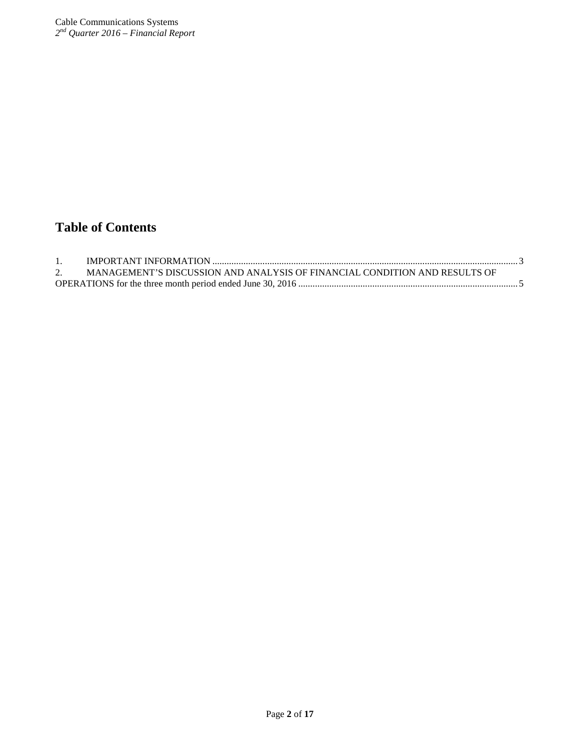# Table of Contents

1. IMPORTANT INFORMATION .......... 3
2. MANAGEMENT'S DISCUSSION AND ANALYSIS OF FINANCIAL CONDITION AND RESULTS OF OPERATIONS for the three month period ended June 30, 2016 .......... 5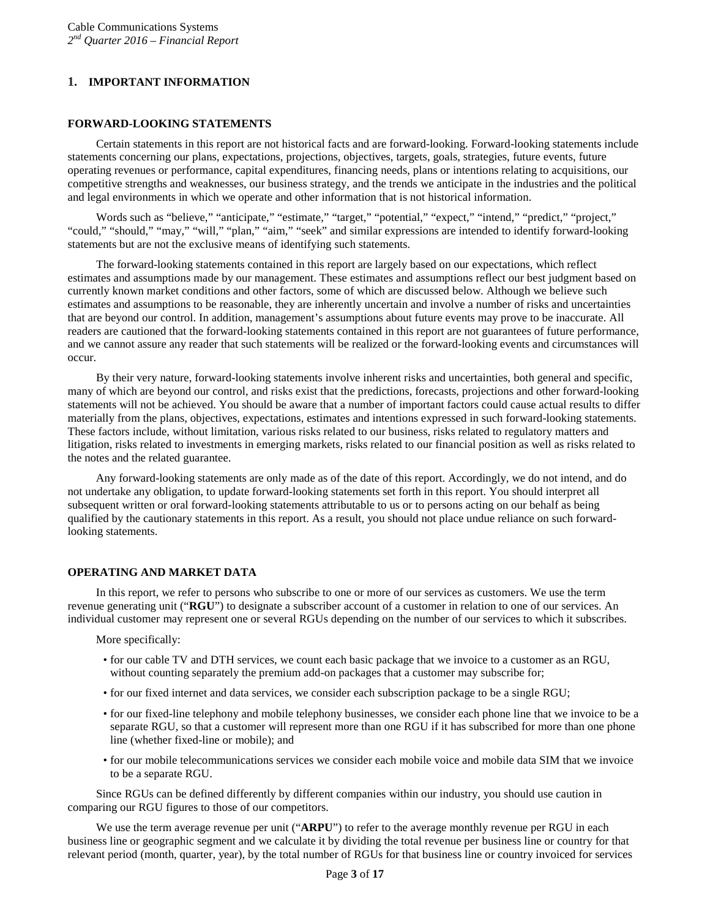## 1. IMPORTANT INFORMATION

### FORWARD-LOOKING STATEMENTS

Certain statements in this report are not historical facts and are forward-looking. Forward-looking statements include statements concerning our plans, expectations, projections, objectives, targets, goals, strategies, future events, future operating revenues or performance, capital expenditures, financing needs, plans or intentions relating to acquisitions, our competitive strengths and weaknesses, our business strategy, and the trends we anticipate in the industries and the political and legal environments in which we operate and other information that is not historical information.

Words such as "believe," "anticipate," "estimate," "target," "potential," "expect," "intend," "predict," "project," "could," "should," "may," "will," "plan," "aim," "seek" and similar expressions are intended to identify forward-looking statements but are not the exclusive means of identifying such statements.

The forward-looking statements contained in this report are largely based on our expectations, which reflect estimates and assumptions made by our management. These estimates and assumptions reflect our best judgment based on currently known market conditions and other factors, some of which are discussed below. Although we believe such estimates and assumptions to be reasonable, they are inherently uncertain and involve a number of risks and uncertainties that are beyond our control. In addition, management's assumptions about future events may prove to be inaccurate. All readers are cautioned that the forward-looking statements contained in this report are not guarantees of future performance, and we cannot assure any reader that such statements will be realized or the forward-looking events and circumstances will occur.

By their very nature, forward-looking statements involve inherent risks and uncertainties, both general and specific, many of which are beyond our control, and risks exist that the predictions, forecasts, projections and other forward-looking statements will not be achieved. You should be aware that a number of important factors could cause actual results to differ materially from the plans, objectives, expectations, estimates and intentions expressed in such forward-looking statements. These factors include, without limitation, various risks related to our business, risks related to regulatory matters and litigation, risks related to investments in emerging markets, risks related to our financial position as well as risks related to the notes and the related guarantee.

Any forward-looking statements are only made as of the date of this report. Accordingly, we do not intend, and do not undertake any obligation, to update forward-looking statements set forth in this report. You should interpret all subsequent written or oral forward-looking statements attributable to us or to persons acting on our behalf as being qualified by the cautionary statements in this report. As a result, you should not place undue reliance on such forward-looking statements.

### OPERATING AND MARKET DATA

In this report, we refer to persons who subscribe to one or more of our services as customers. We use the term revenue generating unit ("**RGU**") to designate a subscriber account of a customer in relation to one of our services. An individual customer may represent one or several RGUs depending on the number of our services to which it subscribes.

More specifically:

- for our cable TV and DTH services, we count each basic package that we invoice to a customer as an RGU, without counting separately the premium add-on packages that a customer may subscribe for;
- for our fixed internet and data services, we consider each subscription package to be a single RGU;
- for our fixed-line telephony and mobile telephony businesses, we consider each phone line that we invoice to be a separate RGU, so that a customer will represent more than one RGU if it has subscribed for more than one phone line (whether fixed-line or mobile); and
- for our mobile telecommunications services we consider each mobile voice and mobile data SIM that we invoice to be a separate RGU.

Since RGUs can be defined differently by different companies within our industry, you should use caution in comparing our RGU figures to those of our competitors.

We use the term average revenue per unit ("**ARPU**") to refer to the average monthly revenue per RGU in each business line or geographic segment and we calculate it by dividing the total revenue per business line or country for that relevant period (month, quarter, year), by the total number of RGUs for that business line or country invoiced for services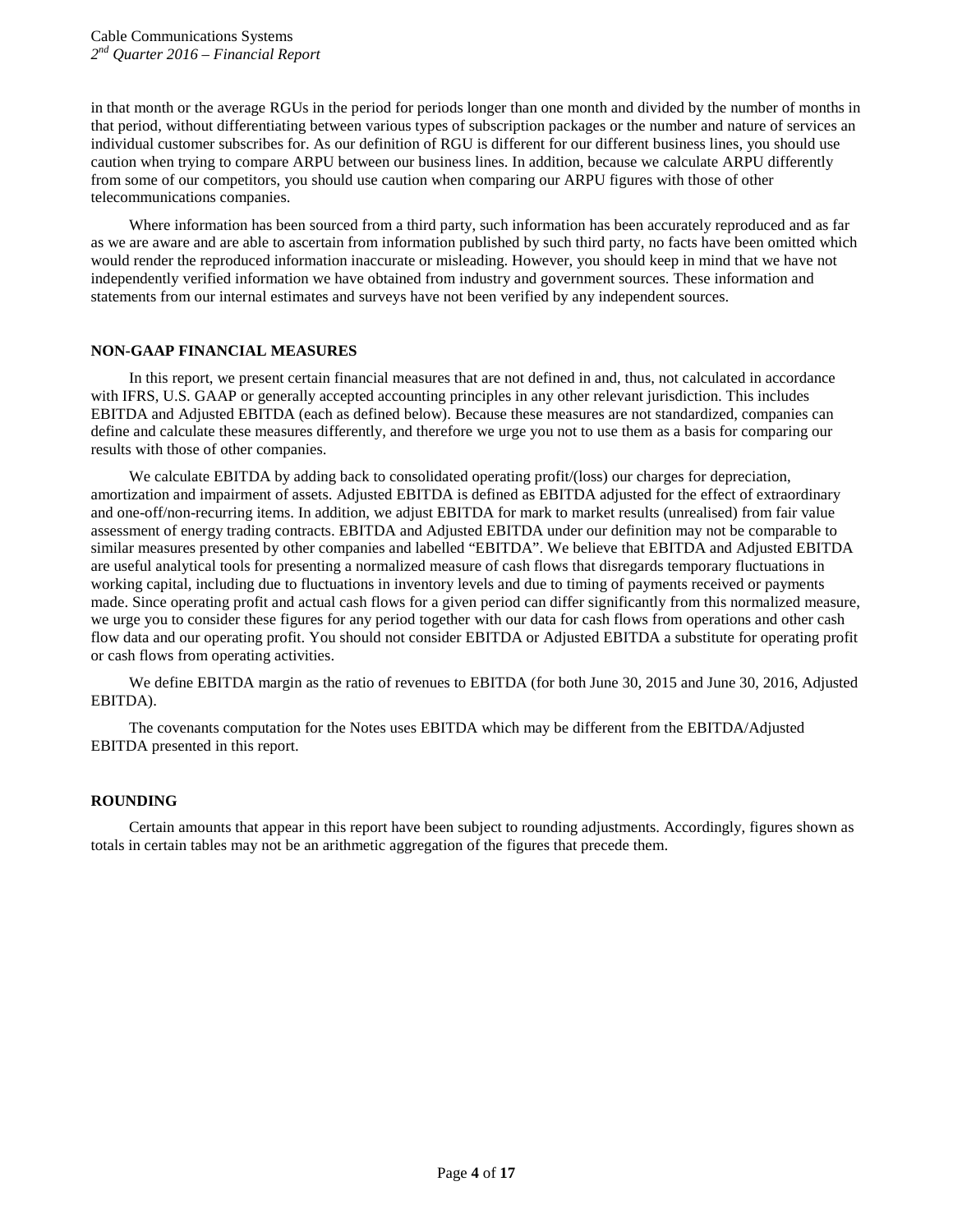in that month or the average RGUs in the period for periods longer than one month and divided by the number of months in that period, without differentiating between various types of subscription packages or the number and nature of services an individual customer subscribes for. As our definition of RGU is different for our different business lines, you should use caution when trying to compare ARPU between our business lines. In addition, because we calculate ARPU differently from some of our competitors, you should use caution when comparing our ARPU figures with those of other telecommunications companies.

Where information has been sourced from a third party, such information has been accurately reproduced and as far as we are aware and are able to ascertain from information published by such third party, no facts have been omitted which would render the reproduced information inaccurate or misleading. However, you should keep in mind that we have not independently verified information we have obtained from industry and government sources. These information and statements from our internal estimates and surveys have not been verified by any independent sources.

## NON-GAAP FINANCIAL MEASURES

In this report, we present certain financial measures that are not defined in and, thus, not calculated in accordance with IFRS, U.S. GAAP or generally accepted accounting principles in any other relevant jurisdiction. This includes EBITDA and Adjusted EBITDA (each as defined below). Because these measures are not standardized, companies can define and calculate these measures differently, and therefore we urge you not to use them as a basis for comparing our results with those of other companies.

We calculate EBITDA by adding back to consolidated operating profit/(loss) our charges for depreciation, amortization and impairment of assets. Adjusted EBITDA is defined as EBITDA adjusted for the effect of extraordinary and one-off/non-recurring items. In addition, we adjust EBITDA for mark to market results (unrealised) from fair value assessment of energy trading contracts. EBITDA and Adjusted EBITDA under our definition may not be comparable to similar measures presented by other companies and labelled "EBITDA". We believe that EBITDA and Adjusted EBITDA are useful analytical tools for presenting a normalized measure of cash flows that disregards temporary fluctuations in working capital, including due to fluctuations in inventory levels and due to timing of payments received or payments made. Since operating profit and actual cash flows for a given period can differ significantly from this normalized measure, we urge you to consider these figures for any period together with our data for cash flows from operations and other cash flow data and our operating profit. You should not consider EBITDA or Adjusted EBITDA a substitute for operating profit or cash flows from operating activities.

We define EBITDA margin as the ratio of revenues to EBITDA (for both June 30, 2015 and June 30, 2016, Adjusted EBITDA).

The covenants computation for the Notes uses EBITDA which may be different from the EBITDA/Adjusted EBITDA presented in this report.

## ROUNDING

Certain amounts that appear in this report have been subject to rounding adjustments. Accordingly, figures shown as totals in certain tables may not be an arithmetic aggregation of the figures that precede them.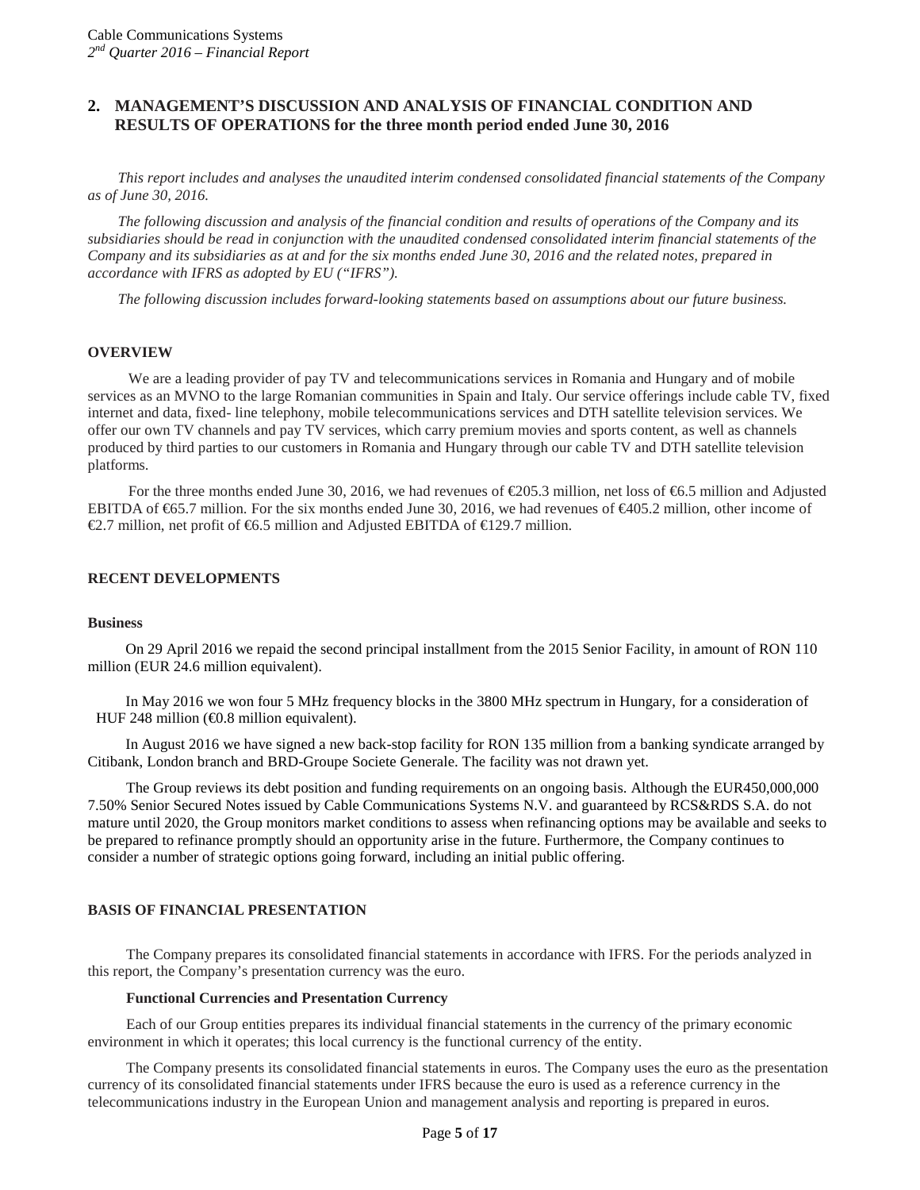## 2. MANAGEMENT'S DISCUSSION AND ANALYSIS OF FINANCIAL CONDITION AND RESULTS OF OPERATIONS for the three month period ended June 30, 2016

*This report includes and analyses the unaudited interim condensed consolidated financial statements of the Company as of June 30, 2016.*

*The following discussion and analysis of the financial condition and results of operations of the Company and its subsidiaries should be read in conjunction with the unaudited condensed consolidated interim financial statements of the Company and its subsidiaries as at and for the six months ended June 30, 2016 and the related notes, prepared in accordance with IFRS as adopted by EU ("IFRS").*

*The following discussion includes forward-looking statements based on assumptions about our future business.*

### OVERVIEW

We are a leading provider of pay TV and telecommunications services in Romania and Hungary and of mobile services as an MVNO to the large Romanian communities in Spain and Italy. Our service offerings include cable TV, fixed internet and data, fixed- line telephony, mobile telecommunications services and DTH satellite television services. We offer our own TV channels and pay TV services, which carry premium movies and sports content, as well as channels produced by third parties to our customers in Romania and Hungary through our cable TV and DTH satellite television platforms.

For the three months ended June 30, 2016, we had revenues of €205.3 million, net loss of €6.5 million and Adjusted EBITDA of €65.7 million. For the six months ended June 30, 2016, we had revenues of €405.2 million, other income of €2.7 million, net profit of €6.5 million and Adjusted EBITDA of €129.7 million.

### RECENT DEVELOPMENTS

#### Business

On 29 April 2016 we repaid the second principal installment from the 2015 Senior Facility, in amount of RON 110 million (EUR 24.6 million equivalent).

In May 2016 we won four 5 MHz frequency blocks in the 3800 MHz spectrum in Hungary, for a consideration of HUF 248 million (€0.8 million equivalent).

In August 2016 we have signed a new back-stop facility for RON 135 million from a banking syndicate arranged by Citibank, London branch and BRD-Groupe Societe Generale. The facility was not drawn yet.

The Group reviews its debt position and funding requirements on an ongoing basis. Although the EUR450,000,000 7.50% Senior Secured Notes issued by Cable Communications Systems N.V. and guaranteed by RCS&RDS S.A. do not mature until 2020, the Group monitors market conditions to assess when refinancing options may be available and seeks to be prepared to refinance promptly should an opportunity arise in the future. Furthermore, the Company continues to consider a number of strategic options going forward, including an initial public offering.

### BASIS OF FINANCIAL PRESENTATION

The Company prepares its consolidated financial statements in accordance with IFRS. For the periods analyzed in this report, the Company's presentation currency was the euro.

#### Functional Currencies and Presentation Currency

Each of our Group entities prepares its individual financial statements in the currency of the primary economic environment in which it operates; this local currency is the functional currency of the entity.

The Company presents its consolidated financial statements in euros. The Company uses the euro as the presentation currency of its consolidated financial statements under IFRS because the euro is used as a reference currency in the telecommunications industry in the European Union and management analysis and reporting is prepared in euros.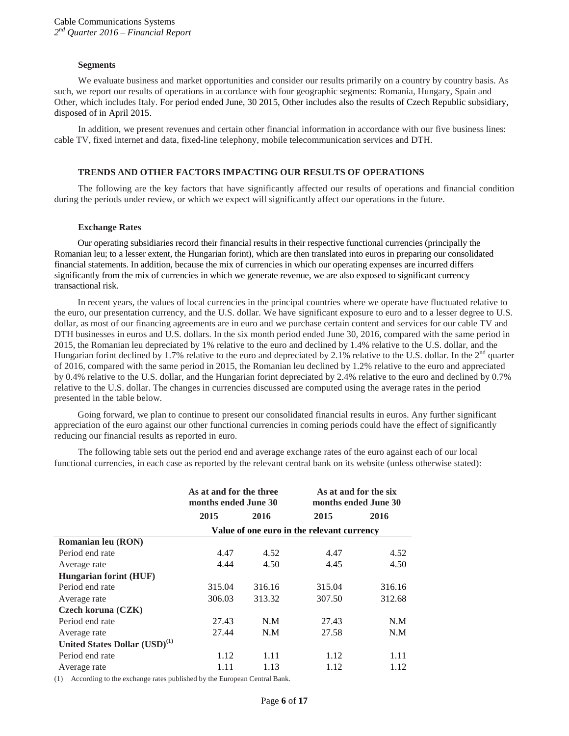### Segments

We evaluate business and market opportunities and consider our results primarily on a country by country basis. As such, we report our results of operations in accordance with four geographic segments: Romania, Hungary, Spain and Other, which includes Italy. For period ended June, 30 2015, Other includes also the results of Czech Republic subsidiary, disposed of in April 2015.

In addition, we present revenues and certain other financial information in accordance with our five business lines: cable TV, fixed internet and data, fixed-line telephony, mobile telecommunication services and DTH.

## TRENDS AND OTHER FACTORS IMPACTING OUR RESULTS OF OPERATIONS

The following are the key factors that have significantly affected our results of operations and financial condition during the periods under review, or which we expect will significantly affect our operations in the future.

### Exchange Rates

Our operating subsidiaries record their financial results in their respective functional currencies (principally the Romanian leu; to a lesser extent, the Hungarian forint), which are then translated into euros in preparing our consolidated financial statements. In addition, because the mix of currencies in which our operating expenses are incurred differs significantly from the mix of currencies in which we generate revenue, we are also exposed to significant currency transactional risk.

In recent years, the values of local currencies in the principal countries where we operate have fluctuated relative to the euro, our presentation currency, and the U.S. dollar. We have significant exposure to euro and to a lesser degree to U.S. dollar, as most of our financing agreements are in euro and we purchase certain content and services for our cable TV and DTH businesses in euros and U.S. dollars. In the six month period ended June 30, 2016, compared with the same period in 2015, the Romanian leu depreciated by 1% relative to the euro and declined by 1.4% relative to the U.S. dollar, and the Hungarian forint declined by 1.7% relative to the euro and depreciated by 2.1% relative to the U.S. dollar. In the 2nd quarter of 2016, compared with the same period in 2015, the Romanian leu declined by 1.2% relative to the euro and appreciated by 0.4% relative to the U.S. dollar, and the Hungarian forint depreciated by 2.4% relative to the euro and declined by 0.7% relative to the U.S. dollar. The changes in currencies discussed are computed using the average rates in the period presented in the table below.

Going forward, we plan to continue to present our consolidated financial results in euros. Any further significant appreciation of the euro against our other functional currencies in coming periods could have the effect of significantly reducing our financial results as reported in euro.

The following table sets out the period end and average exchange rates of the euro against each of our local functional currencies, in each case as reported by the relevant central bank on its website (unless otherwise stated):

| | As at and for the three months ended June 30 | | As at and for the six months ended June 30 | |
|---|---|---|---|---|
| | 2015 | 2016 | 2015 | 2016 |
| | Value of one euro in the relevant currency | | | |
| **Romanian leu (RON)** | | | | |
| Period end rate | 4.47 | 4.52 | 4.47 | 4.52 |
| Average rate | 4.44 | 4.50 | 4.45 | 4.50 |
| **Hungarian forint (HUF)** | | | | |
| Period end rate | 315.04 | 316.16 | 315.04 | 316.16 |
| Average rate | 306.03 | 313.32 | 307.50 | 312.68 |
| **Czech koruna (CZK)** | | | | |
| Period end rate | 27.43 | N.M | 27.43 | N.M |
| Average rate | 27.44 | N.M | 27.58 | N.M |
| **United States Dollar (USD)(1)** | | | | |
| Period end rate | 1.12 | 1.11 | 1.12 | 1.11 |
| Average rate | 1.11 | 1.13 | 1.12 | 1.12 |

(1) According to the exchange rates published by the European Central Bank.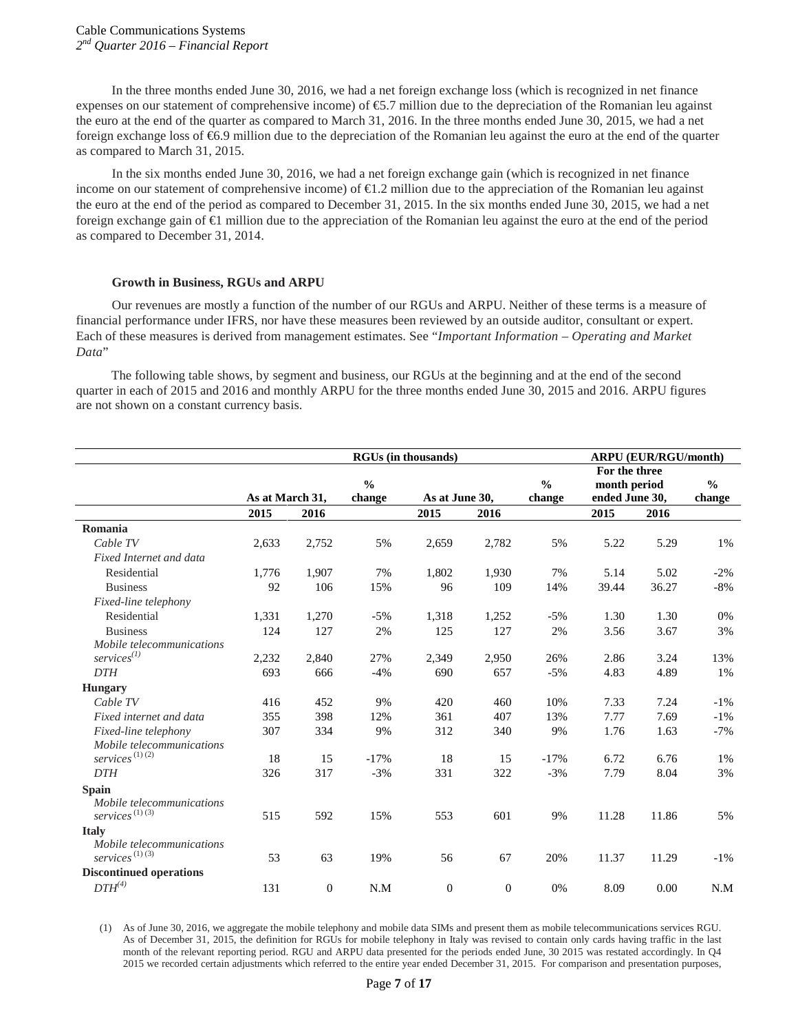In the three months ended June 30, 2016, we had a net foreign exchange loss (which is recognized in net finance expenses on our statement of comprehensive income) of €5.7 million due to the depreciation of the Romanian leu against the euro at the end of the quarter as compared to March 31, 2016. In the three months ended June 30, 2015, we had a net foreign exchange loss of €6.9 million due to the depreciation of the Romanian leu against the euro at the end of the quarter as compared to March 31, 2015.

In the six months ended June 30, 2016, we had a net foreign exchange gain (which is recognized in net finance income on our statement of comprehensive income) of €1.2 million due to the appreciation of the Romanian leu against the euro at the end of the period as compared to December 31, 2015. In the six months ended June 30, 2015, we had a net foreign exchange gain of €1 million due to the appreciation of the Romanian leu against the euro at the end of the period as compared to December 31, 2014.

**Growth in Business, RGUs and ARPU**

Our revenues are mostly a function of the number of our RGUs and ARPU. Neither of these terms is a measure of financial performance under IFRS, nor have these measures been reviewed by an outside auditor, consultant or expert. Each of these measures is derived from management estimates. See "*Important Information – Operating and Market Data*"

The following table shows, by segment and business, our RGUs at the beginning and at the end of the second quarter in each of 2015 and 2016 and monthly ARPU for the three months ended June 30, 2015 and 2016. ARPU figures are not shown on a constant currency basis.

| | RGUs (in thousands) | | | | | | ARPU (EUR/RGU/month) | | |
|---|---|---|---|---|---|---|---|---|---|
| | As at March 31, | | % change | As at June 30, | | % change | For the three month period ended June 30, | | % change |
| | 2015 | 2016 | | 2015 | 2016 | | 2015 | 2016 | |
| **Romania** | | | | | | | | | |
| *Cable TV* | 2,633 | 2,752 | 5% | 2,659 | 2,782 | 5% | 5.22 | 5.29 | 1% |
| *Fixed Internet and data* | | | | | | | | | |
| Residential | 1,776 | 1,907 | 7% | 1,802 | 1,930 | 7% | 5.14 | 5.02 | -2% |
| Business | 92 | 106 | 15% | 96 | 109 | 14% | 39.44 | 36.27 | -8% |
| *Fixed-line telephony* | | | | | | | | | |
| Residential | 1,331 | 1,270 | -5% | 1,318 | 1,252 | -5% | 1.30 | 1.30 | 0% |
| Business | 124 | 127 | 2% | 125 | 127 | 2% | 3.56 | 3.67 | 3% |
| *Mobile telecommunications services*[(1)] | 2,232 | 2,840 | 27% | 2,349 | 2,950 | 26% | 2.86 | 3.24 | 13% |
| *DTH* | 693 | 666 | -4% | 690 | 657 | -5% | 4.83 | 4.89 | 1% |
| **Hungary** | | | | | | | | | |
| *Cable TV* | 416 | 452 | 9% | 420 | 460 | 10% | 7.33 | 7.24 | -1% |
| *Fixed internet and data* | 355 | 398 | 12% | 361 | 407 | 13% | 7.77 | 7.69 | -1% |
| *Fixed-line telephony* | 307 | 334 | 9% | 312 | 340 | 9% | 1.76 | 1.63 | -7% |
| *Mobile telecommunications services* [(1) (2)] | 18 | 15 | -17% | 18 | 15 | -17% | 6.72 | 6.76 | 1% |
| *DTH* | 326 | 317 | -3% | 331 | 322 | -3% | 7.79 | 8.04 | 3% |
| **Spain** | | | | | | | | | |
| *Mobile telecommunications services* [(1) (3)] | 515 | 592 | 15% | 553 | 601 | 9% | 11.28 | 11.86 | 5% |
| **Italy** | | | | | | | | | |
| *Mobile telecommunications services* [(1) (3)] | 53 | 63 | 19% | 56 | 67 | 20% | 11.37 | 11.29 | -1% |
| **Discontinued operations** | | | | | | | | | |
| *DTH*[(4)] | 131 | 0 | N.M | 0 | 0 | 0% | 8.09 | 0.00 | N.M |

(1) As of June 30, 2016, we aggregate the mobile telephony and mobile data SIMs and present them as mobile telecommunications services RGU. As of December 31, 2015, the definition for RGUs for mobile telephony in Italy was revised to contain only cards having traffic in the last month of the relevant reporting period. RGU and ARPU data presented for the periods ended June, 30 2015 was restated accordingly. In Q4 2015 we recorded certain adjustments which referred to the entire year ended December 31, 2015. For comparison and presentation purposes,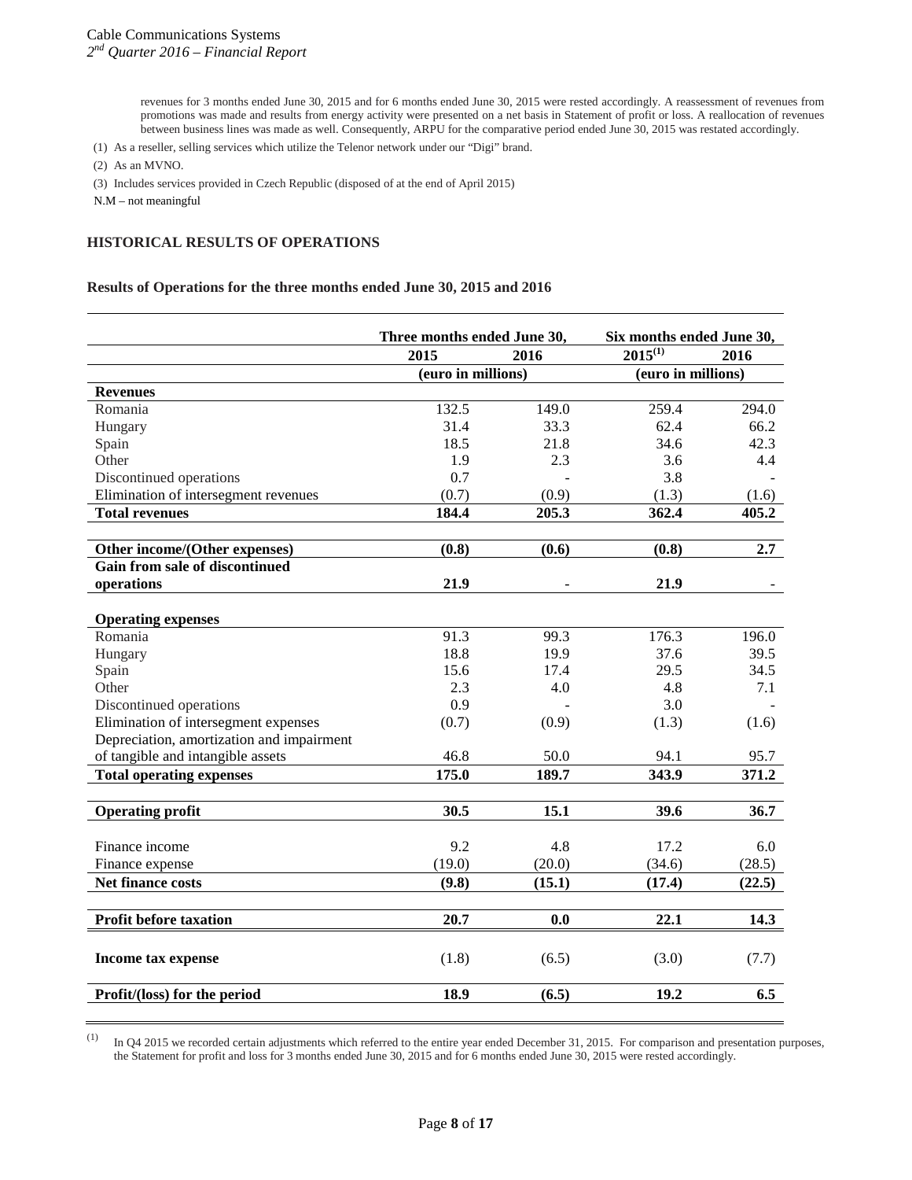revenues for 3 months ended June 30, 2015 and for 6 months ended June 30, 2015 were rested accordingly. A reassessment of revenues from promotions was made and results from energy activity were presented on a net basis in Statement of profit or loss. A reallocation of revenues between business lines was made as well. Consequently, ARPU for the comparative period ended June 30, 2015 was restated accordingly.

(1) As a reseller, selling services which utilize the Telenor network under our "Digi" brand.

(2) As an MVNO.

(3) Includes services provided in Czech Republic (disposed of at the end of April 2015)

N.M – not meaningful

## HISTORICAL RESULTS OF OPERATIONS

**Results of Operations for the three months ended June 30, 2015 and 2016**

| | Three months ended June 30, | | Six months ended June 30, | |
|---|---|---|---|---|
| | 2015 | 2016 | 2015[1] | 2016 |
| | (euro in millions) | | (euro in millions) | |
| **Revenues** | | | | |
| Romania | 132.5 | 149.0 | 259.4 | 294.0 |
| Hungary | 31.4 | 33.3 | 62.4 | 66.2 |
| Spain | 18.5 | 21.8 | 34.6 | 42.3 |
| Other | 1.9 | 2.3 | 3.6 | 4.4 |
| Discontinued operations | 0.7 | - | 3.8 | - |
| Elimination of intersegment revenues | (0.7) | (0.9) | (1.3) | (1.6) |
| **Total revenues** | **184.4** | **205.3** | **362.4** | **405.2** |
| **Other income/(Other expenses)** | **(0.8)** | **(0.6)** | **(0.8)** | **2.7** |
| **Gain from sale of discontinued operations** | **21.9** | **-** | **21.9** | **-** |
| **Operating expenses** | | | | |
| Romania | 91.3 | 99.3 | 176.3 | 196.0 |
| Hungary | 18.8 | 19.9 | 37.6 | 39.5 |
| Spain | 15.6 | 17.4 | 29.5 | 34.5 |
| Other | 2.3 | 4.0 | 4.8 | 7.1 |
| Discontinued operations | 0.9 | - | 3.0 | - |
| Elimination of intersegment expenses | (0.7) | (0.9) | (1.3) | (1.6) |
| Depreciation, amortization and impairment of tangible and intangible assets | 46.8 | 50.0 | 94.1 | 95.7 |
| **Total operating expenses** | **175.0** | **189.7** | **343.9** | **371.2** |
| **Operating profit** | **30.5** | **15.1** | **39.6** | **36.7** |
| Finance income | 9.2 | 4.8 | 17.2 | 6.0 |
| Finance expense | (19.0) | (20.0) | (34.6) | (28.5) |
| **Net finance costs** | **(9.8)** | **(15.1)** | **(17.4)** | **(22.5)** |
| **Profit before taxation** | **20.7** | **0.0** | **22.1** | **14.3** |
| **Income tax expense** | (1.8) | (6.5) | (3.0) | (7.7) |
| **Profit/(loss) for the period** | **18.9** | **(6.5)** | **19.2** | **6.5** |

[1] In Q4 2015 we recorded certain adjustments which referred to the entire year ended December 31, 2015. For comparison and presentation purposes, the Statement for profit and loss for 3 months ended June 30, 2015 and for 6 months ended June 30, 2015 were rested accordingly.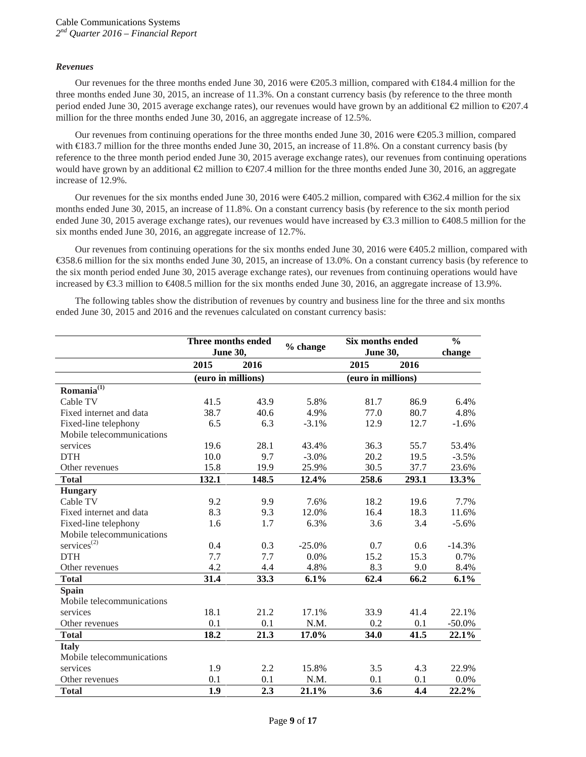### *Revenues*

Our revenues for the three months ended June 30, 2016 were €205.3 million, compared with €184.4 million for the three months ended June 30, 2015, an increase of 11.3%. On a constant currency basis (by reference to the three month period ended June 30, 2015 average exchange rates), our revenues would have grown by an additional €2 million to €207.4 million for the three months ended June 30, 2016, an aggregate increase of 12.5%.

Our revenues from continuing operations for the three months ended June 30, 2016 were €205.3 million, compared with €183.7 million for the three months ended June 30, 2015, an increase of 11.8%. On a constant currency basis (by reference to the three month period ended June 30, 2015 average exchange rates), our revenues from continuing operations would have grown by an additional €2 million to €207.4 million for the three months ended June 30, 2016, an aggregate increase of 12.9%.

Our revenues for the six months ended June 30, 2016 were €405.2 million, compared with €362.4 million for the six months ended June 30, 2015, an increase of 11.8%. On a constant currency basis (by reference to the six month period ended June 30, 2015 average exchange rates), our revenues would have increased by €3.3 million to €408.5 million for the six months ended June 30, 2016, an aggregate increase of 12.7%.

Our revenues from continuing operations for the six months ended June 30, 2016 were €405.2 million, compared with €358.6 million for the six months ended June 30, 2015, an increase of 13.0%. On a constant currency basis (by reference to the six month period ended June 30, 2015 average exchange rates), our revenues from continuing operations would have increased by €3.3 million to €408.5 million for the six months ended June 30, 2016, an aggregate increase of 13.9%.

The following tables show the distribution of revenues by country and business line for the three and six months ended June 30, 2015 and 2016 and the revenues calculated on constant currency basis:

| | Three months ended June 30, | | % change | Six months ended June 30, | | % change |
|---|---|---|---|---|---|---|
| | 2015 | 2016 | | 2015 | 2016 | |
| | (euro in millions) | | | (euro in millions) | | |
| **Romania**[(1)] | | | | | | |
| Cable TV | 41.5 | 43.9 | 5.8% | 81.7 | 86.9 | 6.4% |
| Fixed internet and data | 38.7 | 40.6 | 4.9% | 77.0 | 80.7 | 4.8% |
| Fixed-line telephony | 6.5 | 6.3 | -3.1% | 12.9 | 12.7 | -1.6% |
| Mobile telecommunications services | 19.6 | 28.1 | 43.4% | 36.3 | 55.7 | 53.4% |
| DTH | 10.0 | 9.7 | -3.0% | 20.2 | 19.5 | -3.5% |
| Other revenues | 15.8 | 19.9 | 25.9% | 30.5 | 37.7 | 23.6% |
| **Total** | **132.1** | **148.5** | **12.4%** | **258.6** | **293.1** | **13.3%** |
| **Hungary** | | | | | | |
| Cable TV | 9.2 | 9.9 | 7.6% | 18.2 | 19.6 | 7.7% |
| Fixed internet and data | 8.3 | 9.3 | 12.0% | 16.4 | 18.3 | 11.6% |
| Fixed-line telephony | 1.6 | 1.7 | 6.3% | 3.6 | 3.4 | -5.6% |
| Mobile telecommunications services[(2)] | 0.4 | 0.3 | -25.0% | 0.7 | 0.6 | -14.3% |
| DTH | 7.7 | 7.7 | 0.0% | 15.2 | 15.3 | 0.7% |
| Other revenues | 4.2 | 4.4 | 4.8% | 8.3 | 9.0 | 8.4% |
| **Total** | **31.4** | **33.3** | **6.1%** | **62.4** | **66.2** | **6.1%** |
| **Spain** | | | | | | |
| Mobile telecommunications services | 18.1 | 21.2 | 17.1% | 33.9 | 41.4 | 22.1% |
| Other revenues | 0.1 | 0.1 | N.M. | 0.2 | 0.1 | -50.0% |
| **Total** | **18.2** | **21.3** | **17.0%** | **34.0** | **41.5** | **22.1%** |
| **Italy** | | | | | | |
| Mobile telecommunications services | 1.9 | 2.2 | 15.8% | 3.5 | 4.3 | 22.9% |
| Other revenues | 0.1 | 0.1 | N.M. | 0.1 | 0.1 | 0.0% |
| **Total** | **1.9** | **2.3** | **21.1%** | **3.6** | **4.4** | **22.2%** |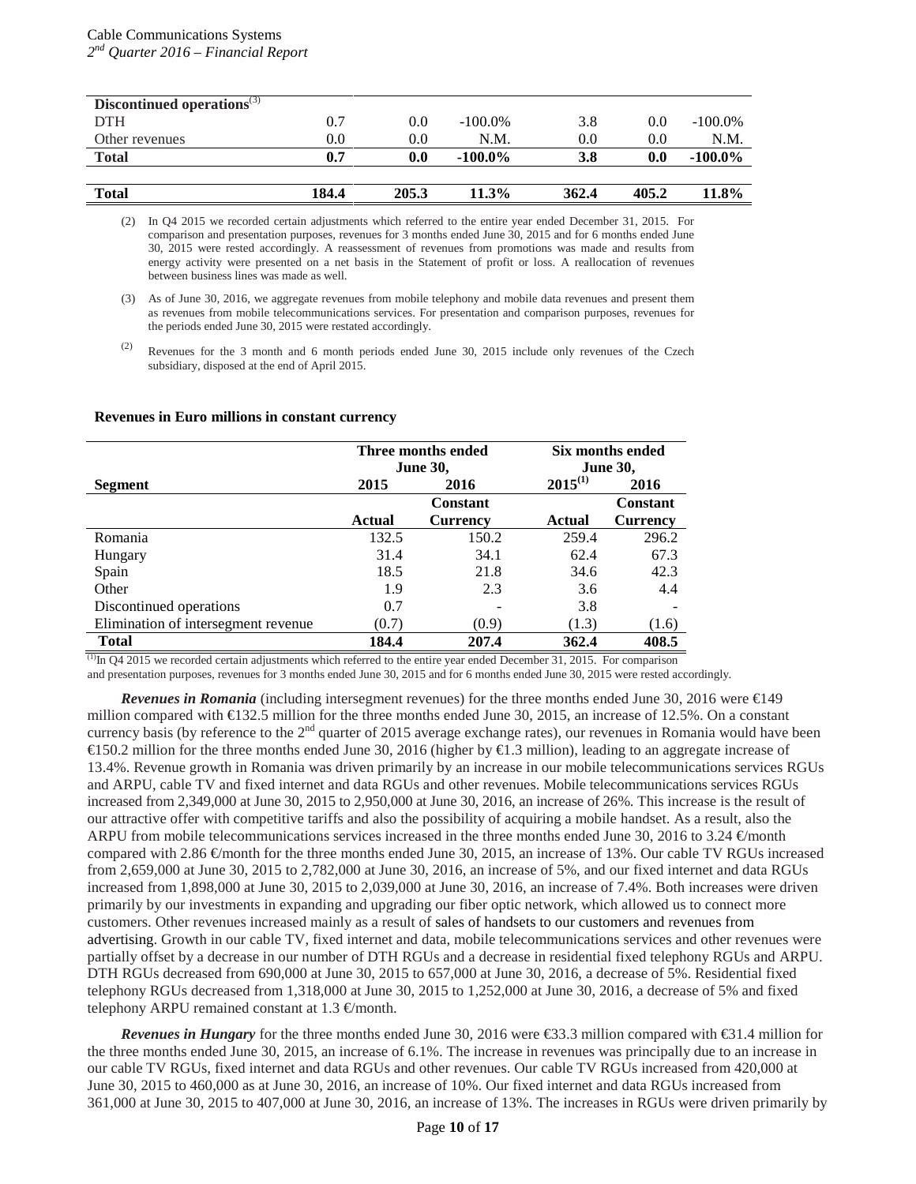| Discontinued operations[3] | | | | | | |
|---|---|---|---|---|---|---|
| DTH | 0.7 | 0.0 | -100.0% | 3.8 | 0.0 | -100.0% |
| Other revenues | 0.0 | 0.0 | N.M. | 0.0 | 0.0 | N.M. |
| **Total** | **0.7** | **0.0** | **-100.0%** | **3.8** | **0.0** | **-100.0%** |
| | | | | | | |
| **Total** | **184.4** | **205.3** | **11.3%** | **362.4** | **405.2** | **11.8%** |

(2) In Q4 2015 we recorded certain adjustments which referred to the entire year ended December 31, 2015. For comparison and presentation purposes, revenues for 3 months ended June 30, 2015 and for 6 months ended June 30, 2015 were rested accordingly. A reassessment of revenues from promotions was made and results from energy activity were presented on a net basis in the Statement of profit or loss. A reallocation of revenues between business lines was made as well.

(3) As of June 30, 2016, we aggregate revenues from mobile telephony and mobile data revenues and present them as revenues from mobile telecommunications services. For presentation and comparison purposes, revenues for the periods ended June 30, 2015 were restated accordingly.

(2) Revenues for the 3 month and 6 month periods ended June 30, 2015 include only revenues of the Czech subsidiary, disposed at the end of April 2015.

**Revenues in Euro millions in constant currency**

| | Three months ended June 30, | | Six months ended June 30, | |
|---|---|---|---|---|
| **Segment** | **2015** | **2016** | **2015[1]** | **2016** |
| | **Actual** | **Constant Currency** | **Actual** | **Constant Currency** |
| Romania | 132.5 | 150.2 | 259.4 | 296.2 |
| Hungary | 31.4 | 34.1 | 62.4 | 67.3 |
| Spain | 18.5 | 21.8 | 34.6 | 42.3 |
| Other | 1.9 | 2.3 | 3.6 | 4.4 |
| Discontinued operations | 0.7 | - | 3.8 | - |
| Elimination of intersegment revenue | (0.7) | (0.9) | (1.3) | (1.6) |
| **Total** | **184.4** | **207.4** | **362.4** | **408.5** |

[1] In Q4 2015 we recorded certain adjustments which referred to the entire year ended December 31, 2015. For comparison and presentation purposes, revenues for 3 months ended June 30, 2015 and for 6 months ended June 30, 2015 were rested accordingly.

***Revenues in Romania*** (including intersegment revenues) for the three months ended June 30, 2016 were €149 million compared with €132.5 million for the three months ended June 30, 2015, an increase of 12.5%. On a constant currency basis (by reference to the 2nd quarter of 2015 average exchange rates), our revenues in Romania would have been €150.2 million for the three months ended June 30, 2016 (higher by €1.3 million), leading to an aggregate increase of 13.4%. Revenue growth in Romania was driven primarily by an increase in our mobile telecommunications services RGUs and ARPU, cable TV and fixed internet and data RGUs and other revenues. Mobile telecommunications services RGUs increased from 2,349,000 at June 30, 2015 to 2,950,000 at June 30, 2016, an increase of 26%. This increase is the result of our attractive offer with competitive tariffs and also the possibility of acquiring a mobile handset. As a result, also the ARPU from mobile telecommunications services increased in the three months ended June 30, 2016 to 3.24 €/month compared with 2.86 €/month for the three months ended June 30, 2015, an increase of 13%. Our cable TV RGUs increased from 2,659,000 at June 30, 2015 to 2,782,000 at June 30, 2016, an increase of 5%, and our fixed internet and data RGUs increased from 1,898,000 at June 30, 2015 to 2,039,000 at June 30, 2016, an increase of 7.4%. Both increases were driven primarily by our investments in expanding and upgrading our fiber optic network, which allowed us to connect more customers. Other revenues increased mainly as a result of sales of handsets to our customers and revenues from advertising. Growth in our cable TV, fixed internet and data, mobile telecommunications services and other revenues were partially offset by a decrease in our number of DTH RGUs and a decrease in residential fixed telephony RGUs and ARPU. DTH RGUs decreased from 690,000 at June 30, 2015 to 657,000 at June 30, 2016, a decrease of 5%. Residential fixed telephony RGUs decreased from 1,318,000 at June 30, 2015 to 1,252,000 at June 30, 2016, a decrease of 5% and fixed telephony ARPU remained constant at 1.3 €/month.

***Revenues in Hungary*** for the three months ended June 30, 2016 were €33.3 million compared with €31.4 million for the three months ended June 30, 2015, an increase of 6.1%. The increase in revenues was principally due to an increase in our cable TV RGUs, fixed internet and data RGUs and other revenues. Our cable TV RGUs increased from 420,000 at June 30, 2015 to 460,000 as at June 30, 2016, an increase of 10%. Our fixed internet and data RGUs increased from 361,000 at June 30, 2015 to 407,000 at June 30, 2016, an increase of 13%. The increases in RGUs were driven primarily by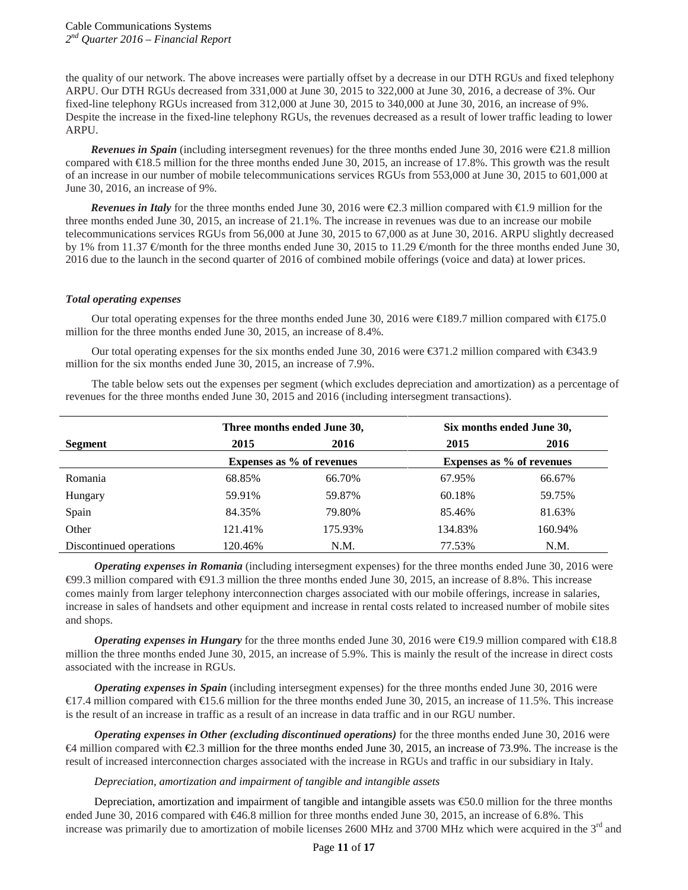the quality of our network. The above increases were partially offset by a decrease in our DTH RGUs and fixed telephony ARPU. Our DTH RGUs decreased from 331,000 at June 30, 2015 to 322,000 at June 30, 2016, a decrease of 3%. Our fixed-line telephony RGUs increased from 312,000 at June 30, 2015 to 340,000 at June 30, 2016, an increase of 9%. Despite the increase in the fixed-line telephony RGUs, the revenues decreased as a result of lower traffic leading to lower ARPU.

***Revenues in Spain*** (including intersegment revenues) for the three months ended June 30, 2016 were €21.8 million compared with €18.5 million for the three months ended June 30, 2015, an increase of 17.8%. This growth was the result of an increase in our number of mobile telecommunications services RGUs from 553,000 at June 30, 2015 to 601,000 at June 30, 2016, an increase of 9%.

***Revenues in Italy*** for the three months ended June 30, 2016 were €2.3 million compared with €1.9 million for the three months ended June 30, 2015, an increase of 21.1%. The increase in revenues was due to an increase our mobile telecommunications services RGUs from 56,000 at June 30, 2015 to 67,000 as at June 30, 2016. ARPU slightly decreased by 1% from 11.37 €/month for the three months ended June 30, 2015 to 11.29 €/month for the three months ended June 30, 2016 due to the launch in the second quarter of 2016 of combined mobile offerings (voice and data) at lower prices.

***Total operating expenses***

Our total operating expenses for the three months ended June 30, 2016 were €189.7 million compared with €175.0 million for the three months ended June 30, 2015, an increase of 8.4%.

Our total operating expenses for the six months ended June 30, 2016 were €371.2 million compared with €343.9 million for the six months ended June 30, 2015, an increase of 7.9%.

The table below sets out the expenses per segment (which excludes depreciation and amortization) as a percentage of revenues for the three months ended June 30, 2015 and 2016 (including intersegment transactions).

| | **Three months ended June 30,** | | **Six months ended June 30,** | |
|---|---|---|---|---|
| **Segment** | **2015** | **2016** | **2015** | **2016** |
| | **Expenses as % of revenues** | | **Expenses as % of revenues** | |
| Romania | 68.85% | 66.70% | 67.95% | 66.67% |
| Hungary | 59.91% | 59.87% | 60.18% | 59.75% |
| Spain | 84.35% | 79.80% | 85.46% | 81.63% |
| Other | 121.41% | 175.93% | 134.83% | 160.94% |
| Discontinued operations | 120.46% | N.M. | 77.53% | N.M. |

***Operating expenses in Romania*** (including intersegment expenses) for the three months ended June 30, 2016 were €99.3 million compared with €91.3 million the three months ended June 30, 2015, an increase of 8.8%. This increase comes mainly from larger telephony interconnection charges associated with our mobile offerings, increase in salaries, increase in sales of handsets and other equipment and increase in rental costs related to increased number of mobile sites and shops.

***Operating expenses in Hungary*** for the three months ended June 30, 2016 were €19.9 million compared with €18.8 million the three months ended June 30, 2015, an increase of 5.9%. This is mainly the result of the increase in direct costs associated with the increase in RGUs.

***Operating expenses in Spain*** (including intersegment expenses) for the three months ended June 30, 2016 were €17.4 million compared with €15.6 million for the three months ended June 30, 2015, an increase of 11.5%. This increase is the result of an increase in traffic as a result of an increase in data traffic and in our RGU number.

***Operating expenses in Other (excluding discontinued operations)*** for the three months ended June 30, 2016 were €4 million compared with €2.3 million for the three months ended June 30, 2015, an increase of 73.9%. The increase is the result of increased interconnection charges associated with the increase in RGUs and traffic in our subsidiary in Italy.

*Depreciation, amortization and impairment of tangible and intangible assets*

Depreciation, amortization and impairment of tangible and intangible assets was €50.0 million for the three months ended June 30, 2016 compared with €46.8 million for three months ended June 30, 2015, an increase of 6.8%. This increase was primarily due to amortization of mobile licenses 2600 MHz and 3700 MHz which were acquired in the 3rd and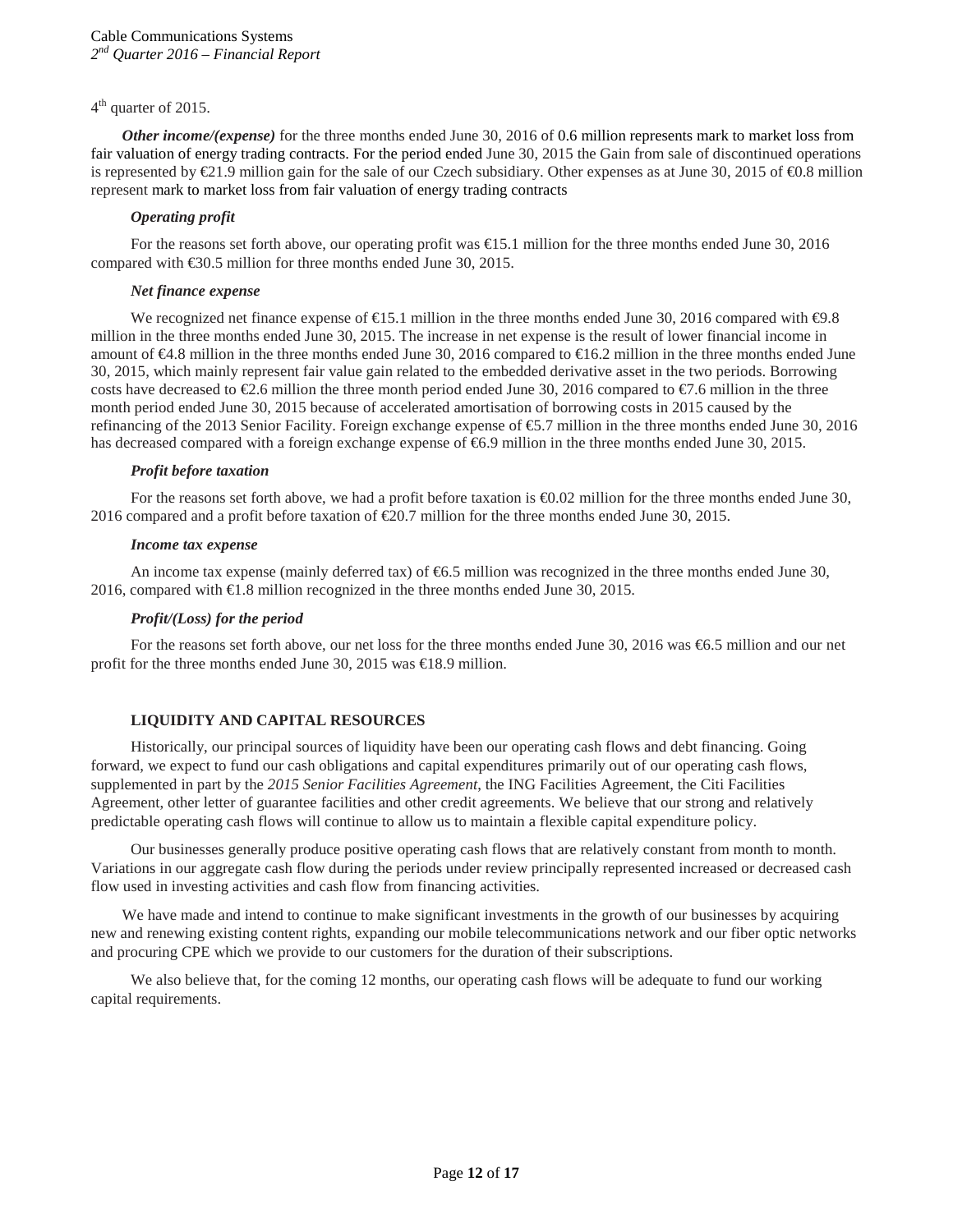4th quarter of 2015.

***Other income/(expense)*** for the three months ended June 30, 2016 of 0.6 million represents mark to market loss from fair valuation of energy trading contracts. For the period ended June 30, 2015 the Gain from sale of discontinued operations is represented by €21.9 million gain for the sale of our Czech subsidiary. Other expenses as at June 30, 2015 of €0.8 million represent mark to market loss from fair valuation of energy trading contracts

### *Operating profit*

For the reasons set forth above, our operating profit was €15.1 million for the three months ended June 30, 2016 compared with €30.5 million for three months ended June 30, 2015.

### *Net finance expense*

We recognized net finance expense of €15.1 million in the three months ended June 30, 2016 compared with €9.8 million in the three months ended June 30, 2015. The increase in net expense is the result of lower financial income in amount of €4.8 million in the three months ended June 30, 2016 compared to €16.2 million in the three months ended June 30, 2015, which mainly represent fair value gain related to the embedded derivative asset in the two periods. Borrowing costs have decreased to €2.6 million the three month period ended June 30, 2016 compared to €7.6 million in the three month period ended June 30, 2015 because of accelerated amortisation of borrowing costs in 2015 caused by the refinancing of the 2013 Senior Facility. Foreign exchange expense of €5.7 million in the three months ended June 30, 2016 has decreased compared with a foreign exchange expense of €6.9 million in the three months ended June 30, 2015.

### *Profit before taxation*

For the reasons set forth above, we had a profit before taxation is €0.02 million for the three months ended June 30, 2016 compared and a profit before taxation of €20.7 million for the three months ended June 30, 2015.

### *Income tax expense*

An income tax expense (mainly deferred tax) of €6.5 million was recognized in the three months ended June 30, 2016, compared with €1.8 million recognized in the three months ended June 30, 2015.

### *Profit/(Loss) for the period*

For the reasons set forth above, our net loss for the three months ended June 30, 2016 was €6.5 million and our net profit for the three months ended June 30, 2015 was €18.9 million.

## LIQUIDITY AND CAPITAL RESOURCES

Historically, our principal sources of liquidity have been our operating cash flows and debt financing. Going forward, we expect to fund our cash obligations and capital expenditures primarily out of our operating cash flows, supplemented in part by the *2015 Senior Facilities Agreement*, the ING Facilities Agreement, the Citi Facilities Agreement, other letter of guarantee facilities and other credit agreements. We believe that our strong and relatively predictable operating cash flows will continue to allow us to maintain a flexible capital expenditure policy.

Our businesses generally produce positive operating cash flows that are relatively constant from month to month. Variations in our aggregate cash flow during the periods under review principally represented increased or decreased cash flow used in investing activities and cash flow from financing activities.

We have made and intend to continue to make significant investments in the growth of our businesses by acquiring new and renewing existing content rights, expanding our mobile telecommunications network and our fiber optic networks and procuring CPE which we provide to our customers for the duration of their subscriptions.

We also believe that, for the coming 12 months, our operating cash flows will be adequate to fund our working capital requirements.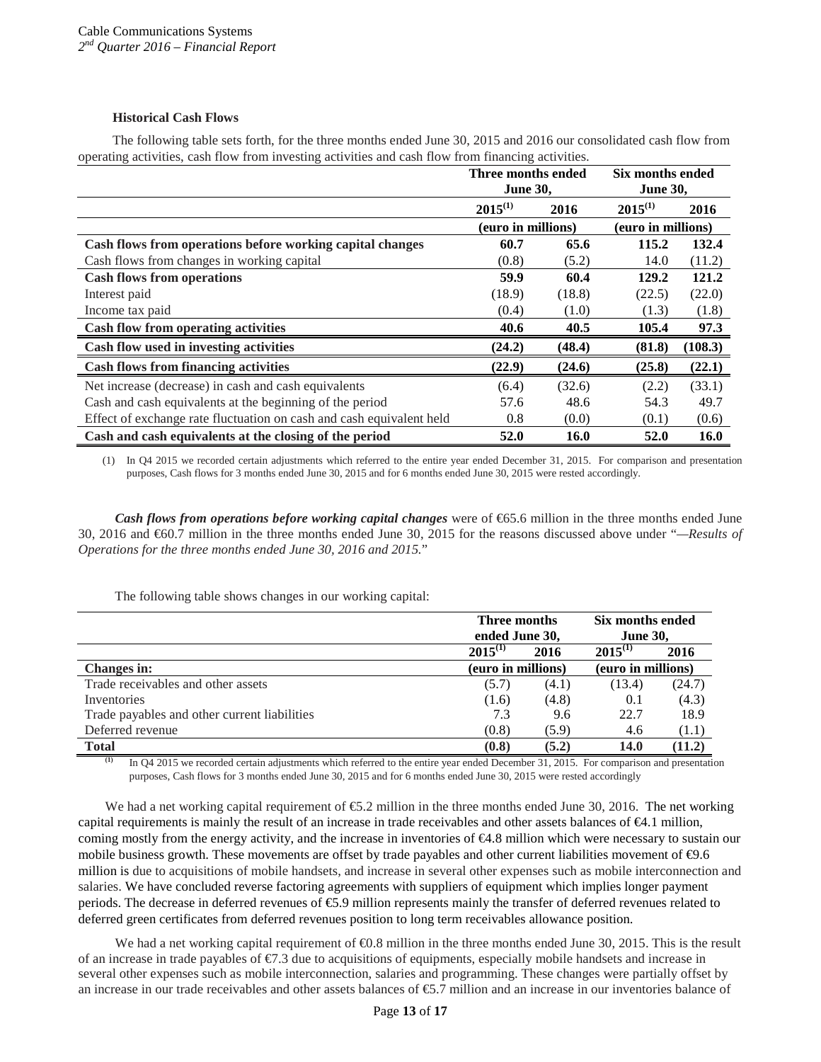### Historical Cash Flows

The following table sets forth, for the three months ended June 30, 2015 and 2016 our consolidated cash flow from operating activities, cash flow from investing activities and cash flow from financing activities.

| | Three months ended June 30, | | Six months ended June 30, | |
|---|---|---|---|---|
| | 2015[(1)] | 2016 | 2015[(1)] | 2016 |
| | (euro in millions) | | (euro in millions) | |
| **Cash flows from operations before working capital changes** | **60.7** | **65.6** | **115.2** | **132.4** |
| Cash flows from changes in working capital | (0.8) | (5.2) | 14.0 | (11.2) |
| **Cash flows from operations** | **59.9** | **60.4** | **129.2** | **121.2** |
| Interest paid | (18.9) | (18.8) | (22.5) | (22.0) |
| Income tax paid | (0.4) | (1.0) | (1.3) | (1.8) |
| **Cash flow from operating activities** | **40.6** | **40.5** | **105.4** | **97.3** |
| **Cash flow used in investing activities** | **(24.2)** | **(48.4)** | **(81.8)** | **(108.3)** |
| **Cash flows from financing activities** | **(22.9)** | **(24.6)** | **(25.8)** | **(22.1)** |
| Net increase (decrease) in cash and cash equivalents | (6.4) | (32.6) | (2.2) | (33.1) |
| Cash and cash equivalents at the beginning of the period | 57.6 | 48.6 | 54.3 | 49.7 |
| Effect of exchange rate fluctuation on cash and cash equivalent held | 0.8 | (0.0) | (0.1) | (0.6) |
| **Cash and cash equivalents at the closing of the period** | **52.0** | **16.0** | **52.0** | **16.0** |

(1) In Q4 2015 we recorded certain adjustments which referred to the entire year ended December 31, 2015. For comparison and presentation purposes, Cash flows for 3 months ended June 30, 2015 and for 6 months ended June 30, 2015 were rested accordingly.

***Cash flows from operations before working capital changes*** were of €65.6 million in the three months ended June 30, 2016 and €60.7 million in the three months ended June 30, 2015 for the reasons discussed above under "*—Results of Operations for the three months ended June 30, 2016 and 2015.*"

The following table shows changes in our working capital:

| | Three months ended June 30, | | Six months ended June 30, | |
|---|---|---|---|---|
| | 2015[(1)] | 2016 | 2015[(1)] | 2016 |
| **Changes in:** | (euro in millions) | | (euro in millions) | |
| Trade receivables and other assets | (5.7) | (4.1) | (13.4) | (24.7) |
| Inventories | (1.6) | (4.8) | 0.1 | (4.3) |
| Trade payables and other current liabilities | 7.3 | 9.6 | 22.7 | 18.9 |
| Deferred revenue | (0.8) | (5.9) | 4.6 | (1.1) |
| **Total** | **(0.8)** | **(5.2)** | **14.0** | **(11.2)** |

(1) In Q4 2015 we recorded certain adjustments which referred to the entire year ended December 31, 2015. For comparison and presentation purposes, Cash flows for 3 months ended June 30, 2015 and for 6 months ended June 30, 2015 were rested accordingly

We had a net working capital requirement of €5.2 million in the three months ended June 30, 2016. The net working capital requirements is mainly the result of an increase in trade receivables and other assets balances of €4.1 million, coming mostly from the energy activity, and the increase in inventories of €4.8 million which were necessary to sustain our mobile business growth. These movements are offset by trade payables and other current liabilities movement of €9.6 million is due to acquisitions of mobile handsets, and increase in several other expenses such as mobile interconnection and salaries. We have concluded reverse factoring agreements with suppliers of equipment which implies longer payment periods. The decrease in deferred revenues of €5.9 million represents mainly the transfer of deferred revenues related to deferred green certificates from deferred revenues position to long term receivables allowance position.

We had a net working capital requirement of €0.8 million in the three months ended June 30, 2015. This is the result of an increase in trade payables of €7.3 due to acquisitions of equipments, especially mobile handsets and increase in several other expenses such as mobile interconnection, salaries and programming. These changes were partially offset by an increase in our trade receivables and other assets balances of €5.7 million and an increase in our inventories balance of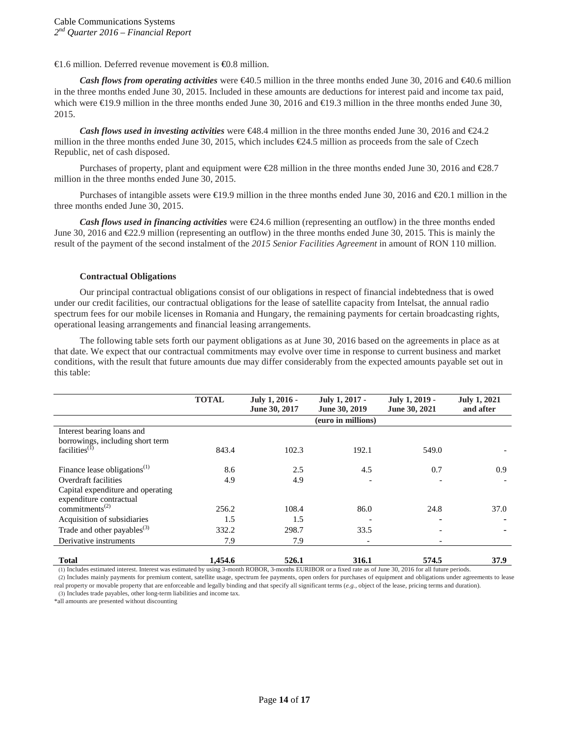€1.6 million. Deferred revenue movement is €0.8 million.

***Cash flows from operating activities*** were €40.5 million in the three months ended June 30, 2016 and €40.6 million in the three months ended June 30, 2015. Included in these amounts are deductions for interest paid and income tax paid, which were €19.9 million in the three months ended June 30, 2016 and €19.3 million in the three months ended June 30, 2015.

***Cash flows used in investing activities*** were €48.4 million in the three months ended June 30, 2016 and €24.2 million in the three months ended June 30, 2015, which includes €24.5 million as proceeds from the sale of Czech Republic, net of cash disposed.

Purchases of property, plant and equipment were €28 million in the three months ended June 30, 2016 and €28.7 million in the three months ended June 30, 2015.

Purchases of intangible assets were €19.9 million in the three months ended June 30, 2016 and €20.1 million in the three months ended June 30, 2015.

***Cash flows used in financing activities*** were €24.6 million (representing an outflow) in the three months ended June 30, 2016 and €22.9 million (representing an outflow) in the three months ended June 30, 2015. This is mainly the result of the payment of the second instalment of the *2015 Senior Facilities Agreement* in amount of RON 110 million.

### Contractual Obligations

Our principal contractual obligations consist of our obligations in respect of financial indebtedness that is owed under our credit facilities, our contractual obligations for the lease of satellite capacity from Intelsat, the annual radio spectrum fees for our mobile licenses in Romania and Hungary, the remaining payments for certain broadcasting rights, operational leasing arrangements and financial leasing arrangements.

The following table sets forth our payment obligations as at June 30, 2016 based on the agreements in place as at that date. We expect that our contractual commitments may evolve over time in response to current business and market conditions, with the result that future amounts due may differ considerably from the expected amounts payable set out in this table:

| | TOTAL | July 1, 2016 - June 30, 2017 | July 1, 2017 - June 30, 2019 | July 1, 2019 - June 30, 2021 | July 1, 2021 and after |
|---|---|---|---|---|---|
| | | | (euro in millions) | | |
| Interest bearing loans and borrowings, including short term facilities(1) | 843.4 | 102.3 | 192.1 | 549.0 | - |
| Finance lease obligations(1) | 8.6 | 2.5 | 4.5 | 0.7 | 0.9 |
| Overdraft facilities | 4.9 | 4.9 | - | - | - |
| Capital expenditure and operating expenditure contractual commitments(2) | 256.2 | 108.4 | 86.0 | 24.8 | 37.0 |
| Acquisition of subsidiaries | 1.5 | 1.5 | - | - | - |
| Trade and other payables(3) | 332.2 | 298.7 | 33.5 | - | - |
| Derivative instruments | 7.9 | 7.9 | - | - | |
| **Total** | **1,454.6** | **526.1** | **316.1** | **574.5** | **37.9** |

(1) Includes estimated interest. Interest was estimated by using 3-month ROBOR, 3-months EURIBOR or a fixed rate as of June 30, 2016 for all future periods.
(2) Includes mainly payments for premium content, satellite usage, spectrum fee payments, open orders for purchases of equipment and obligations under agreements to lease real property or movable property that are enforceable and legally binding and that specify all significant terms (*e.g.*, object of the lease, pricing terms and duration).
(3) Includes trade payables, other long-term liabilities and income tax.
*all amounts are presented without discounting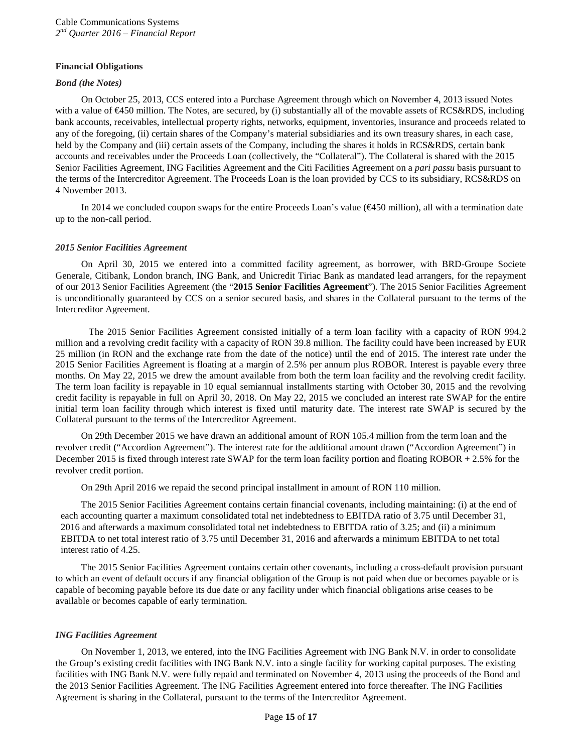**Financial Obligations**

***Bond (the Notes)***

On October 25, 2013, CCS entered into a Purchase Agreement through which on November 4, 2013 issued Notes with a value of €450 million. The Notes, are secured, by (i) substantially all of the movable assets of RCS&RDS, including bank accounts, receivables, intellectual property rights, networks, equipment, inventories, insurance and proceeds related to any of the foregoing, (ii) certain shares of the Company's material subsidiaries and its own treasury shares, in each case, held by the Company and (iii) certain assets of the Company, including the shares it holds in RCS&RDS, certain bank accounts and receivables under the Proceeds Loan (collectively, the "Collateral"). The Collateral is shared with the 2015 Senior Facilities Agreement, ING Facilities Agreement and the Citi Facilities Agreement on a *pari passu* basis pursuant to the terms of the Intercreditor Agreement. The Proceeds Loan is the loan provided by CCS to its subsidiary, RCS&RDS on 4 November 2013.

In 2014 we concluded coupon swaps for the entire Proceeds Loan's value (€450 million), all with a termination date up to the non-call period.

***2015 Senior Facilities Agreement***

On April 30, 2015 we entered into a committed facility agreement, as borrower, with BRD-Groupe Societe Generale, Citibank, London branch, ING Bank, and Unicredit Tiriac Bank as mandated lead arrangers, for the repayment of our 2013 Senior Facilities Agreement (the "**2015 Senior Facilities Agreement**"). The 2015 Senior Facilities Agreement is unconditionally guaranteed by CCS on a senior secured basis, and shares in the Collateral pursuant to the terms of the Intercreditor Agreement.

The 2015 Senior Facilities Agreement consisted initially of a term loan facility with a capacity of RON 994.2 million and a revolving credit facility with a capacity of RON 39.8 million. The facility could have been increased by EUR 25 million (in RON and the exchange rate from the date of the notice) until the end of 2015. The interest rate under the 2015 Senior Facilities Agreement is floating at a margin of 2.5% per annum plus ROBOR. Interest is payable every three months. On May 22, 2015 we drew the amount available from both the term loan facility and the revolving credit facility. The term loan facility is repayable in 10 equal semiannual installments starting with October 30, 2015 and the revolving credit facility is repayable in full on April 30, 2018. On May 22, 2015 we concluded an interest rate SWAP for the entire initial term loan facility through which interest is fixed until maturity date. The interest rate SWAP is secured by the Collateral pursuant to the terms of the Intercreditor Agreement.

On 29th December 2015 we have drawn an additional amount of RON 105.4 million from the term loan and the revolver credit ("Accordion Agreement"). The interest rate for the additional amount drawn ("Accordion Agreement") in December 2015 is fixed through interest rate SWAP for the term loan facility portion and floating ROBOR + 2.5% for the revolver credit portion.

On 29th April 2016 we repaid the second principal installment in amount of RON 110 million.

The 2015 Senior Facilities Agreement contains certain financial covenants, including maintaining: (i) at the end of each accounting quarter a maximum consolidated total net indebtedness to EBITDA ratio of 3.75 until December 31, 2016 and afterwards a maximum consolidated total net indebtedness to EBITDA ratio of 3.25; and (ii) a minimum EBITDA to net total interest ratio of 3.75 until December 31, 2016 and afterwards a minimum EBITDA to net total interest ratio of 4.25.

The 2015 Senior Facilities Agreement contains certain other covenants, including a cross-default provision pursuant to which an event of default occurs if any financial obligation of the Group is not paid when due or becomes payable or is capable of becoming payable before its due date or any facility under which financial obligations arise ceases to be available or becomes capable of early termination.

***ING Facilities Agreement***

On November 1, 2013, we entered, into the ING Facilities Agreement with ING Bank N.V. in order to consolidate the Group's existing credit facilities with ING Bank N.V. into a single facility for working capital purposes. The existing facilities with ING Bank N.V. were fully repaid and terminated on November 4, 2013 using the proceeds of the Bond and the 2013 Senior Facilities Agreement. The ING Facilities Agreement entered into force thereafter. The ING Facilities Agreement is sharing in the Collateral, pursuant to the terms of the Intercreditor Agreement.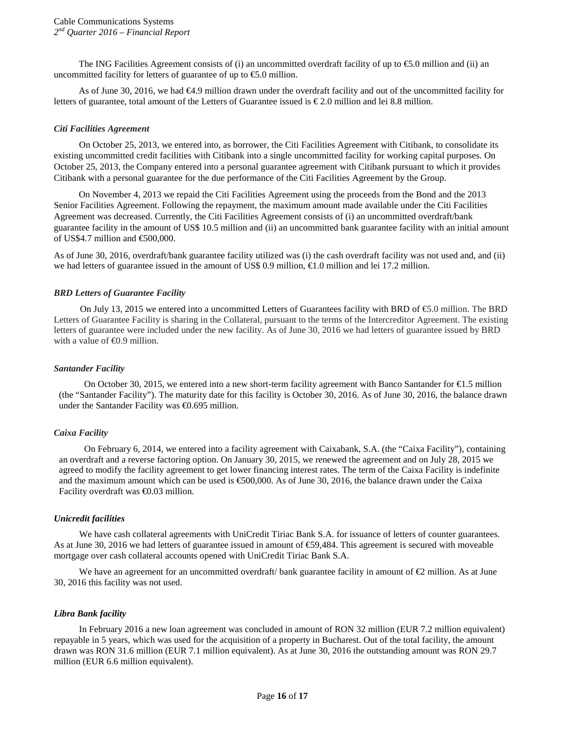The ING Facilities Agreement consists of (i) an uncommitted overdraft facility of up to €5.0 million and (ii) an uncommitted facility for letters of guarantee of up to €5.0 million.

As of June 30, 2016, we had €4.9 million drawn under the overdraft facility and out of the uncommitted facility for letters of guarantee, total amount of the Letters of Guarantee issued is € 2.0 million and lei 8.8 million.

### *Citi Facilities Agreement*

On October 25, 2013, we entered into, as borrower, the Citi Facilities Agreement with Citibank, to consolidate its existing uncommitted credit facilities with Citibank into a single uncommitted facility for working capital purposes. On October 25, 2013, the Company entered into a personal guarantee agreement with Citibank pursuant to which it provides Citibank with a personal guarantee for the due performance of the Citi Facilities Agreement by the Group.

On November 4, 2013 we repaid the Citi Facilities Agreement using the proceeds from the Bond and the 2013 Senior Facilities Agreement. Following the repayment, the maximum amount made available under the Citi Facilities Agreement was decreased. Currently, the Citi Facilities Agreement consists of (i) an uncommitted overdraft/bank guarantee facility in the amount of US$ 10.5 million and (ii) an uncommitted bank guarantee facility with an initial amount of US$4.7 million and €500,000.

As of June 30, 2016, overdraft/bank guarantee facility utilized was (i) the cash overdraft facility was not used and, and (ii) we had letters of guarantee issued in the amount of US$ 0.9 million, €1.0 million and lei 17.2 million.

### *BRD Letters of Guarantee Facility*

On July 13, 2015 we entered into a uncommitted Letters of Guarantees facility with BRD of €5.0 million. The BRD Letters of Guarantee Facility is sharing in the Collateral, pursuant to the terms of the Intercreditor Agreement. The existing letters of guarantee were included under the new facility. As of June 30, 2016 we had letters of guarantee issued by BRD with a value of €0.9 million.

### *Santander Facility*

On October 30, 2015, we entered into a new short-term facility agreement with Banco Santander for €1.5 million (the "Santander Facility"). The maturity date for this facility is October 30, 2016. As of June 30, 2016, the balance drawn under the Santander Facility was €0.695 million.

### *Caixa Facility*

On February 6, 2014, we entered into a facility agreement with Caixabank, S.A. (the "Caixa Facility"), containing an overdraft and a reverse factoring option. On January 30, 2015, we renewed the agreement and on July 28, 2015 we agreed to modify the facility agreement to get lower financing interest rates. The term of the Caixa Facility is indefinite and the maximum amount which can be used is €500,000. As of June 30, 2016, the balance drawn under the Caixa Facility overdraft was €0.03 million.

### *Unicredit facilities*

We have cash collateral agreements with UniCredit Tiriac Bank S.A. for issuance of letters of counter guarantees. As at June 30, 2016 we had letters of guarantee issued in amount of €59,484. This agreement is secured with moveable mortgage over cash collateral accounts opened with UniCredit Tiriac Bank S.A.

We have an agreement for an uncommitted overdraft/ bank guarantee facility in amount of €2 million. As at June 30, 2016 this facility was not used.

### *Libra Bank facility*

In February 2016 a new loan agreement was concluded in amount of RON 32 million (EUR 7.2 million equivalent) repayable in 5 years, which was used for the acquisition of a property in Bucharest. Out of the total facility, the amount drawn was RON 31.6 million (EUR 7.1 million equivalent). As at June 30, 2016 the outstanding amount was RON 29.7 million (EUR 6.6 million equivalent).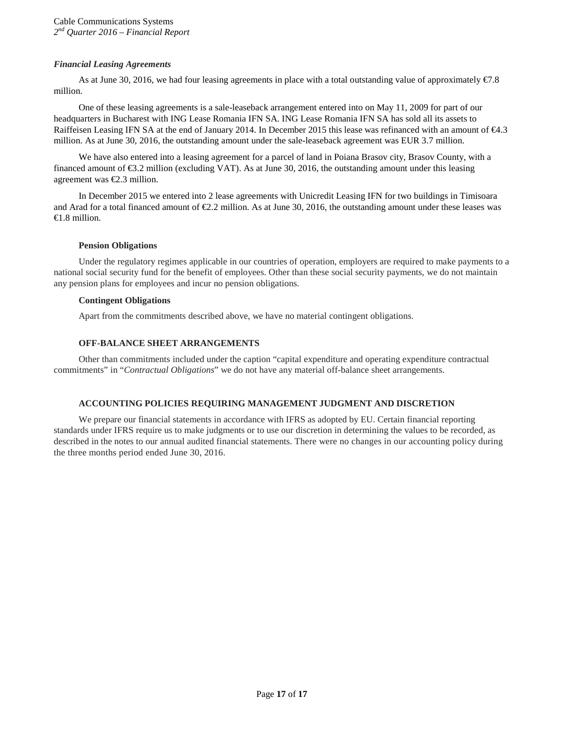### *Financial Leasing Agreements*

As at June 30, 2016, we had four leasing agreements in place with a total outstanding value of approximately €7.8 million.

One of these leasing agreements is a sale-leaseback arrangement entered into on May 11, 2009 for part of our headquarters in Bucharest with ING Lease Romania IFN SA. ING Lease Romania IFN SA has sold all its assets to Raiffeisen Leasing IFN SA at the end of January 2014. In December 2015 this lease was refinanced with an amount of €4.3 million. As at June 30, 2016, the outstanding amount under the sale-leaseback agreement was EUR 3.7 million.

We have also entered into a leasing agreement for a parcel of land in Poiana Brasov city, Brasov County, with a financed amount of €3.2 million (excluding VAT). As at June 30, 2016, the outstanding amount under this leasing agreement was €2.3 million.

In December 2015 we entered into 2 lease agreements with Unicredit Leasing IFN for two buildings in Timisoara and Arad for a total financed amount of €2.2 million. As at June 30, 2016, the outstanding amount under these leases was €1.8 million.

#### Pension Obligations

Under the regulatory regimes applicable in our countries of operation, employers are required to make payments to a national social security fund for the benefit of employees. Other than these social security payments, we do not maintain any pension plans for employees and incur no pension obligations.

#### Contingent Obligations

Apart from the commitments described above, we have no material contingent obligations.

## OFF-BALANCE SHEET ARRANGEMENTS

Other than commitments included under the caption "capital expenditure and operating expenditure contractual commitments" in "*Contractual Obligations*" we do not have any material off-balance sheet arrangements.

## ACCOUNTING POLICIES REQUIRING MANAGEMENT JUDGMENT AND DISCRETION

We prepare our financial statements in accordance with IFRS as adopted by EU. Certain financial reporting standards under IFRS require us to make judgments or to use our discretion in determining the values to be recorded, as described in the notes to our annual audited financial statements. There were no changes in our accounting policy during the three months period ended June 30, 2016.